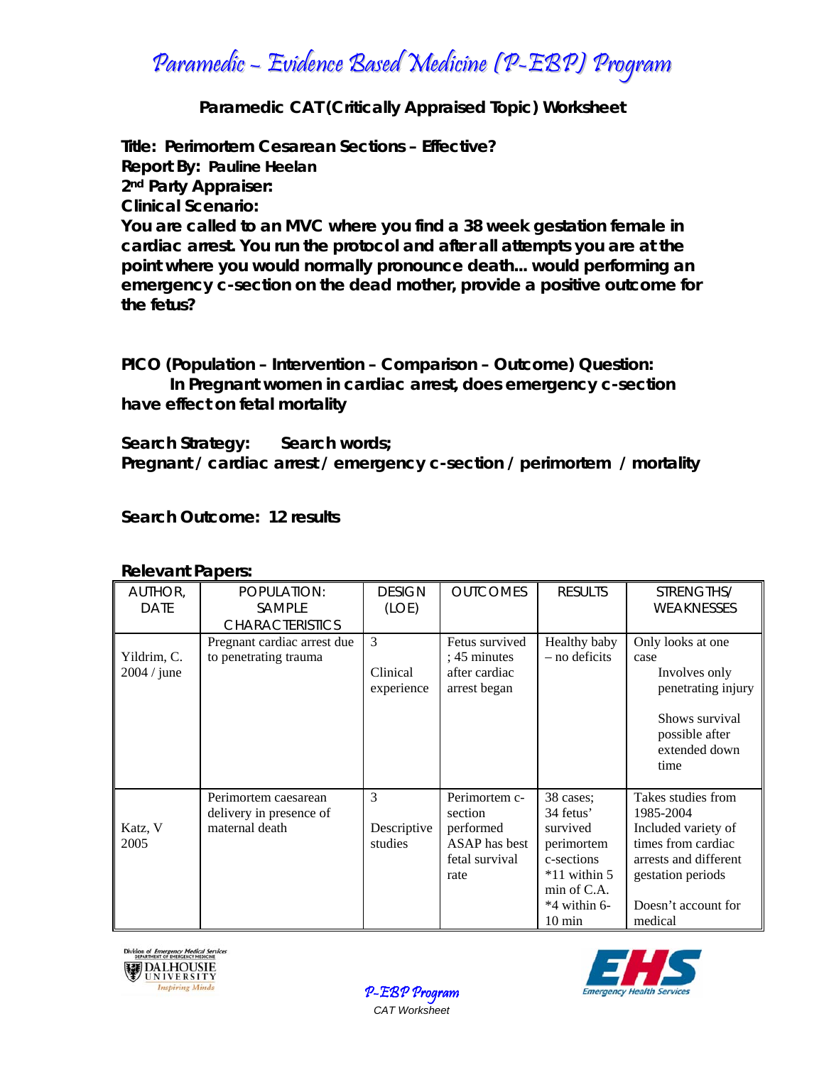# Paramedic – Evidence Based Medicine (P-EBP) Program

## Paramedic CAT (Critically Appraised Topic) Worksheet

**Title: Perimortem Cesarean Sections – Effective?**
**Report By: Pauline Heelan**
**2nd Party Appraiser:**
**Clinical Scenario:**
**You are called to an MVC where you find a 38 week gestation female in cardiac arrest. You run the protocol and after all attempts you are at the point where you would normally pronounce death... would performing an emergency c-section on the dead mother, provide a positive outcome for the fetus?**

**PICO (Population – Intervention – Comparison – Outcome) Question:**
**In Pregnant women in cardiac arrest, does emergency c-section have effect on fetal mortality**

**Search Strategy: Search words;**
**Pregnant / cardiac arrest / emergency c-section / perimortem / mortality**

**Search Outcome: 12 results**

**Relevant Papers:**

| AUTHOR, DATE | POPULATION: SAMPLE CHARACTERISTICS | DESIGN (LOE) | OUTCOMES | RESULTS | STRENGTHS/ WEAKNESSES |
|---|---|---|---|---|---|
| Yildrim, C. 2004 / june | Pregnant cardiac arrest due to penetrating trauma | 3 Clinical experience | Fetus survived ; 45 minutes after cardiac arrest began | Healthy baby – no deficits | Only looks at one case Involves only penetrating injury Shows survival possible after extended down time |
| Katz, V 2005 | Perimortem caesarean delivery in presence of maternal death | 3 Descriptive studies | Perimortem c-section performed ASAP has best fetal survival rate | 38 cases; 34 fetus' survived perimortem c-sections *11 within 5 min of C.A. *4 within 6-10 min | Takes studies from 1985-2004 Included variety of times from cardiac arrests and different gestation periods Doesn't account for medical |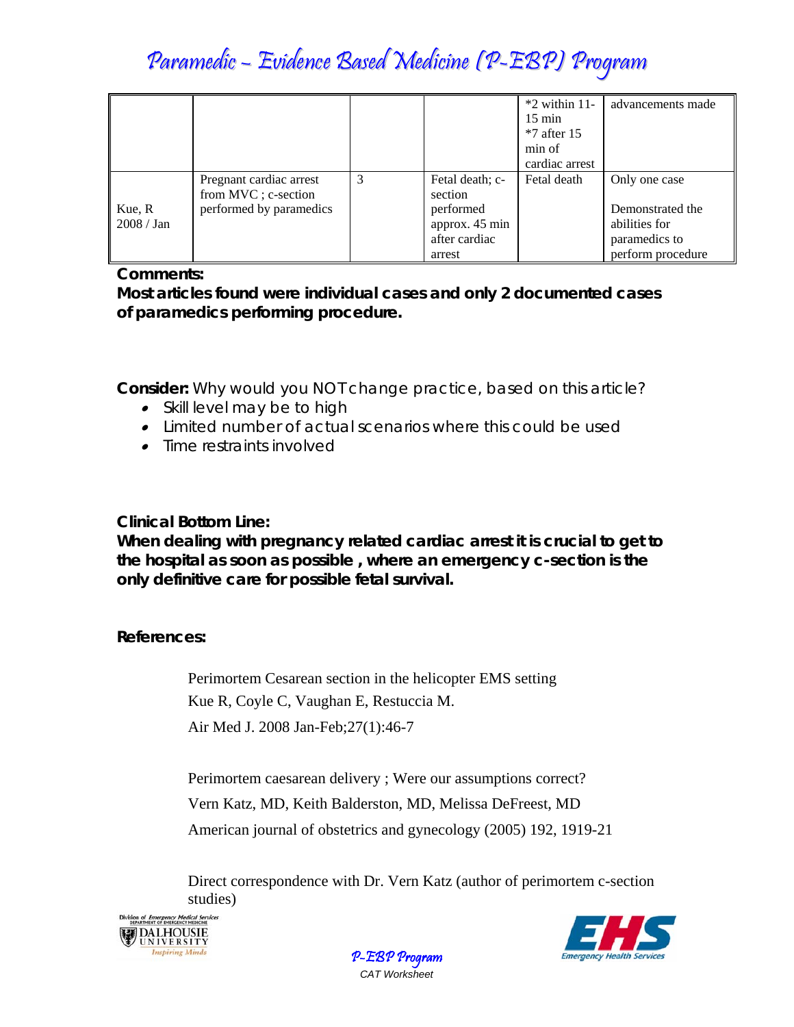| | | | | *2 within 11-15 min<br>*7 after 15 min of cardiac arrest | advancements made |
|---|---|---|---|---|---|
| Kue, R<br>2008 / Jan | Pregnant cardiac arrest from MVC ; c-section performed by paramedics | 3 | Fetal death; c-section performed approx. 45 min after cardiac arrest | Fetal death | Only one case<br><br>Demonstrated the abilities for paramedics to perform procedure |

**Comments:**

**Most articles found were individual cases and only 2 documented cases of paramedics performing procedure.**

**Consider:** Why would you NOT change practice, based on this article?

- Skill level may be to high
- Limited number of actual scenarios where this could be used
- Time restraints involved

**Clinical Bottom Line:**

**When dealing with pregnancy related cardiac arrest it is crucial to get to the hospital as soon as possible , where an emergency c-section is the only definitive care for possible fetal survival.**

**References:**

Perimortem Cesarean section in the helicopter EMS setting
Kue R, Coyle C, Vaughan E, Restuccia M.
Air Med J. 2008 Jan-Feb;27(1):46-7

Perimortem caesarean delivery ; Were our assumptions correct?
Vern Katz, MD, Keith Balderston, MD, Melissa DeFreest, MD
American journal of obstetrics and gynecology (2005) 192, 1919-21

Direct correspondence with Dr. Vern Katz (author of perimortem c-section studies)